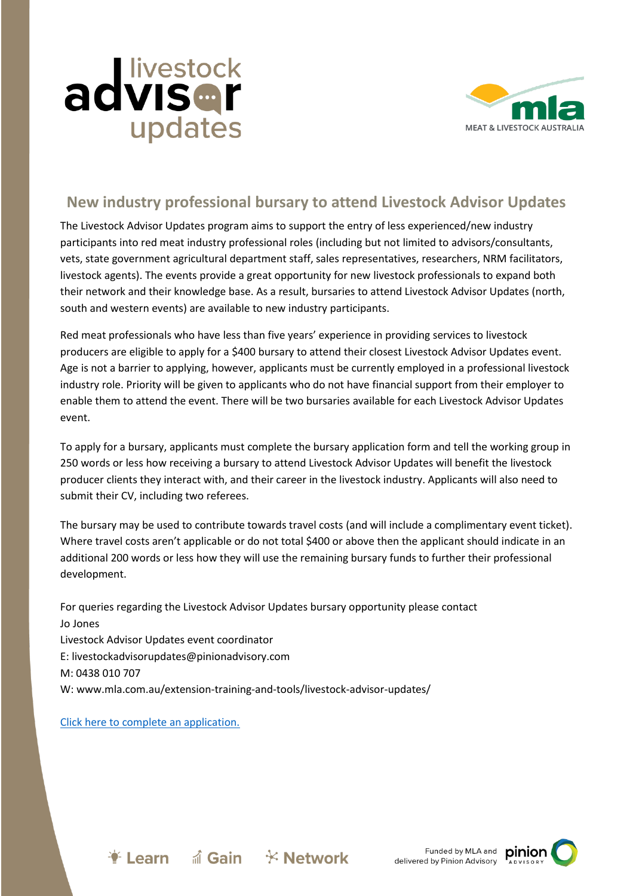## New industry professional bursary to attend Livestock Advisor Updates

The Livestock Advisor Updates program aims to support the entry of less experienced/new industry participants into red meat industry professional roles (including but not limited to advisors/consultants, vets, state government agricultural department staff, sales representatives, researchers, NRM facilitators, livestock agents). The events provide a great opportunity for new livestock professionals to expand both their network and their knowledge base. As a result, bursaries to attend Livestock Advisor Updates (north, south and western events) are available to new industry participants.

Red meat professionals who have less than five years' experience in providing services to livestock producers are eligible to apply for a $400 bursary to attend their closest Livestock Advisor Updates event. Age is not a barrier to applying, however, applicants must be currently employed in a professional livestock industry role. Priority will be given to applicants who do not have financial support from their employer to enable them to attend the event. There will be two bursaries available for each Livestock Advisor Updates event.

To apply for a bursary, applicants must complete the bursary application form and tell the working group in 250 words or less how receiving a bursary to attend Livestock Advisor Updates will benefit the livestock producer clients they interact with, and their career in the livestock industry. Applicants will also need to submit their CV, including two referees.

The bursary may be used to contribute towards travel costs (and will include a complimentary event ticket). Where travel costs aren't applicable or do not total $400 or above then the applicant should indicate in an additional 200 words or less how they will use the remaining bursary funds to further their professional development.

For queries regarding the Livestock Advisor Updates bursary opportunity please contact
Jo Jones
Livestock Advisor Updates event coordinator
E: livestockadvisorupdates@pinionadvisory.com
M: 0438 010 707
W: www.mla.com.au/extension-training-and-tools/livestock-advisor-updates/

Click here to complete an application.

Learn Gain Network

Funded by MLA and delivered by Pinion Advisory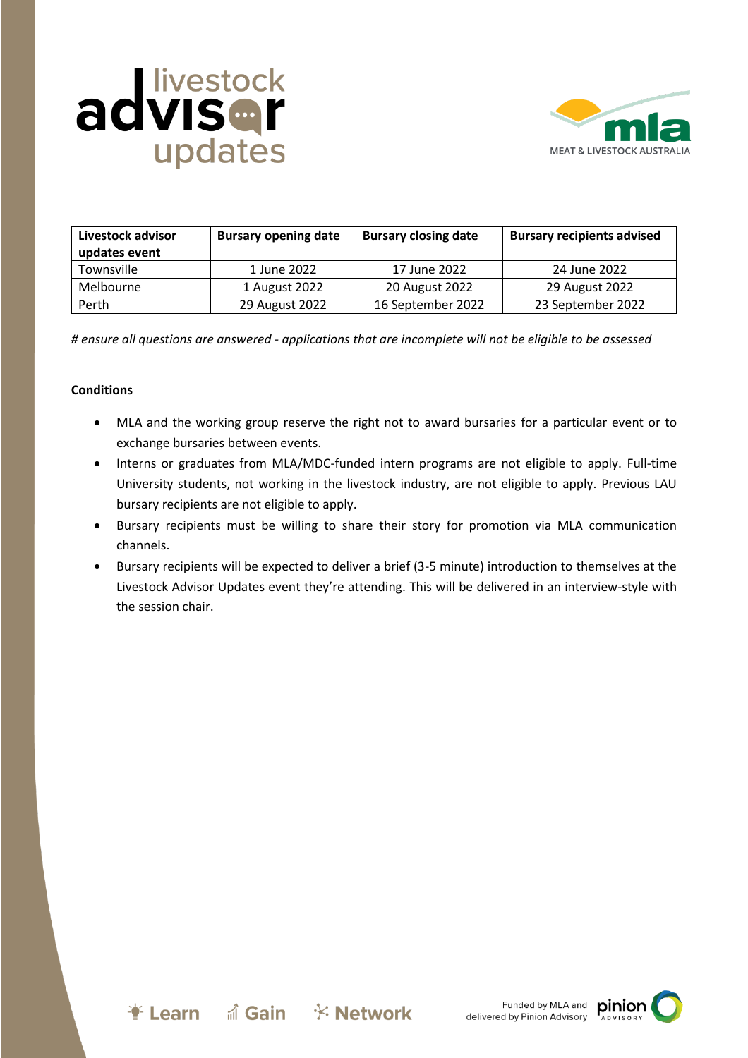| Livestock advisor updates event | Bursary opening date | Bursary closing date | Bursary recipients advised |
|---|---|---|---|
| Townsville | 1 June 2022 | 17 June 2022 | 24 June 2022 |
| Melbourne | 1 August 2022 | 20 August 2022 | 29 August 2022 |
| Perth | 29 August 2022 | 16 September 2022 | 23 September 2022 |

*# ensure all questions are answered - applications that are incomplete will not be eligible to be assessed*

**Conditions**

- MLA and the working group reserve the right not to award bursaries for a particular event or to exchange bursaries between events.
- Interns or graduates from MLA/MDC-funded intern programs are not eligible to apply. Full-time University students, not working in the livestock industry, are not eligible to apply. Previous LAU bursary recipients are not eligible to apply.
- Bursary recipients must be willing to share their story for promotion via MLA communication channels.
- Bursary recipients will be expected to deliver a brief (3-5 minute) introduction to themselves at the Livestock Advisor Updates event they're attending. This will be delivered in an interview-style with the session chair.